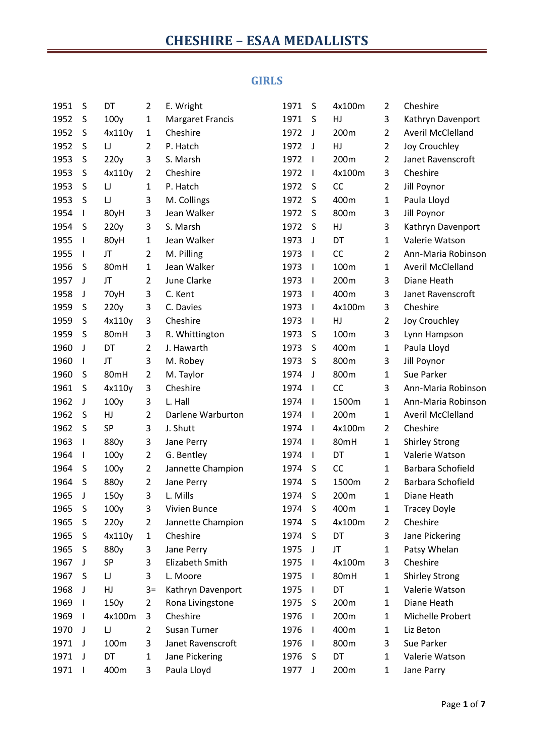# CHESHIRE – ESAA MEDALLISTS

## GIRLS

| | | | | |
|---|---|---|---|---|
| 1951 | S | DT | 2 | E. Wright |
| 1952 | S | 100y | 1 | Margaret Francis |
| 1952 | S | 4x110y | 1 | Cheshire |
| 1952 | S | LJ | 2 | P. Hatch |
| 1953 | S | 220y | 3 | S. Marsh |
| 1953 | S | 4x110y | 2 | Cheshire |
| 1953 | S | LJ | 1 | P. Hatch |
| 1953 | S | LJ | 3 | M. Collings |
| 1954 | I | 80yH | 3 | Jean Walker |
| 1954 | S | 220y | 3 | S. Marsh |
| 1955 | I | 80yH | 1 | Jean Walker |
| 1955 | I | JT | 2 | M. Pilling |
| 1956 | S | 80mH | 1 | Jean Walker |
| 1957 | J | JT | 2 | June Clarke |
| 1958 | J | 70yH | 3 | C. Kent |
| 1959 | S | 220y | 3 | C. Davies |
| 1959 | S | 4x110y | 3 | Cheshire |
| 1959 | S | 80mH | 3 | R. Whittington |
| 1960 | J | DT | 2 | J. Hawarth |
| 1960 | I | JT | 3 | M. Robey |
| 1960 | S | 80mH | 2 | M. Taylor |
| 1961 | S | 4x110y | 3 | Cheshire |
| 1962 | J | 100y | 3 | L. Hall |
| 1962 | S | HJ | 2 | Darlene Warburton |
| 1962 | S | SP | 3 | J. Shutt |
| 1963 | I | 880y | 3 | Jane Perry |
| 1964 | I | 100y | 2 | G. Bentley |
| 1964 | S | 100y | 2 | Jannette Champion |
| 1964 | S | 880y | 2 | Jane Perry |
| 1965 | J | 150y | 3 | L. Mills |
| 1965 | S | 100y | 3 | Vivien Bunce |
| 1965 | S | 220y | 2 | Jannette Champion |
| 1965 | S | 4x110y | 1 | Cheshire |
| 1965 | S | 880y | 3 | Jane Perry |
| 1967 | J | SP | 3 | Elizabeth Smith |
| 1967 | S | LJ | 3 | L. Moore |
| 1968 | J | HJ | 3= | Kathryn Davenport |
| 1969 | I | 150y | 2 | Rona Livingstone |
| 1969 | I | 4x100m | 3 | Cheshire |
| 1970 | J | LJ | 2 | Susan Turner |
| 1971 | J | 100m | 3 | Janet Ravenscroft |
| 1971 | J | DT | 1 | Jane Pickering |
| 1971 | I | 400m | 3 | Paula Lloyd |
| 1971 | S | 4x100m | 2 | Cheshire |
| 1971 | S | HJ | 3 | Kathryn Davenport |
| 1972 | J | 200m | 2 | Averil McClelland |
| 1972 | J | HJ | 2 | Joy Crouchley |
| 1972 | I | 200m | 2 | Janet Ravenscroft |
| 1972 | I | 4x100m | 3 | Cheshire |
| 1972 | S | CC | 2 | Jill Poynor |
| 1972 | S | 400m | 1 | Paula Lloyd |
| 1972 | S | 800m | 3 | Jill Poynor |
| 1972 | S | HJ | 3 | Kathryn Davenport |
| 1973 | J | DT | 1 | Valerie Watson |
| 1973 | I | CC | 2 | Ann-Maria Robinson |
| 1973 | I | 100m | 1 | Averil McClelland |
| 1973 | I | 200m | 3 | Diane Heath |
| 1973 | I | 400m | 3 | Janet Ravenscroft |
| 1973 | I | 4x100m | 3 | Cheshire |
| 1973 | I | HJ | 2 | Joy Crouchley |
| 1973 | S | 100m | 3 | Lynn Hampson |
| 1973 | S | 400m | 1 | Paula Lloyd |
| 1973 | S | 800m | 3 | Jill Poynor |
| 1974 | J | 800m | 1 | Sue Parker |
| 1974 | I | CC | 3 | Ann-Maria Robinson |
| 1974 | I | 1500m | 1 | Ann-Maria Robinson |
| 1974 | I | 200m | 1 | Averil McClelland |
| 1974 | I | 4x100m | 2 | Cheshire |
| 1974 | I | 80mH | 1 | Shirley Strong |
| 1974 | I | DT | 1 | Valerie Watson |
| 1974 | S | CC | 1 | Barbara Schofield |
| 1974 | S | 1500m | 2 | Barbara Schofield |
| 1974 | S | 200m | 1 | Diane Heath |
| 1974 | S | 400m | 1 | Tracey Doyle |
| 1974 | S | 4x100m | 2 | Cheshire |
| 1974 | S | DT | 3 | Jane Pickering |
| 1975 | J | JT | 1 | Patsy Whelan |
| 1975 | I | 4x100m | 3 | Cheshire |
| 1975 | I | 80mH | 1 | Shirley Strong |
| 1975 | I | DT | 1 | Valerie Watson |
| 1975 | S | 200m | 1 | Diane Heath |
| 1976 | I | 200m | 1 | Michelle Probert |
| 1976 | I | 400m | 1 | Liz Beton |
| 1976 | I | 800m | 3 | Sue Parker |
| 1976 | S | DT | 1 | Valerie Watson |
| 1977 | J | 200m | 1 | Jane Parry |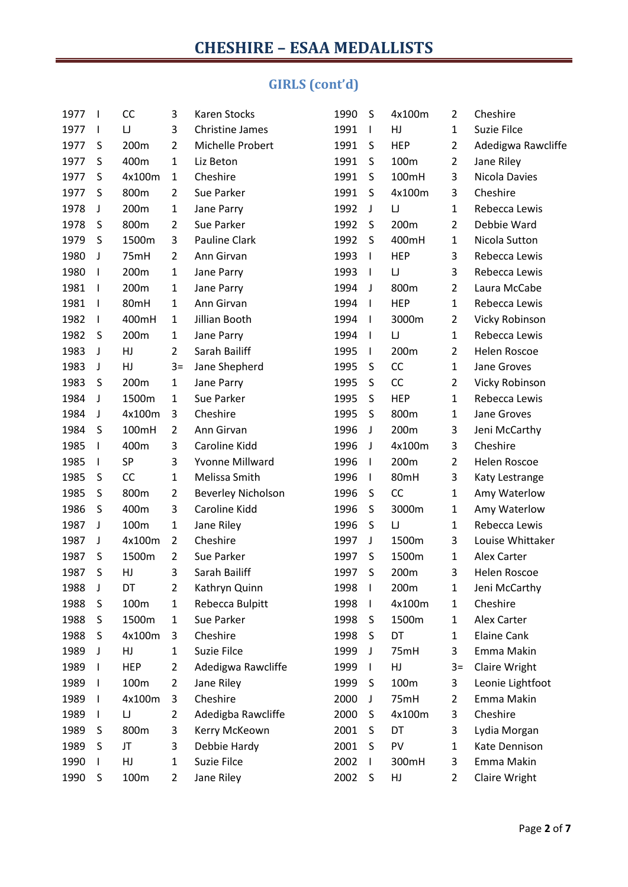# CHESHIRE – ESAA MEDALLISTS

## GIRLS (cont'd)

| | | | | |
|---|---|---|---|---|
| 1977 | I | CC | 3 | Karen Stocks |
| 1977 | I | LJ | 3 | Christine James |
| 1977 | S | 200m | 2 | Michelle Probert |
| 1977 | S | 400m | 1 | Liz Beton |
| 1977 | S | 4x100m | 1 | Cheshire |
| 1977 | S | 800m | 2 | Sue Parker |
| 1978 | J | 200m | 1 | Jane Parry |
| 1978 | S | 800m | 2 | Sue Parker |
| 1979 | S | 1500m | 3 | Pauline Clark |
| 1980 | J | 75mH | 2 | Ann Girvan |
| 1980 | I | 200m | 1 | Jane Parry |
| 1981 | I | 200m | 1 | Jane Parry |
| 1981 | I | 80mH | 1 | Ann Girvan |
| 1982 | I | 400mH | 1 | Jillian Booth |
| 1982 | S | 200m | 1 | Jane Parry |
| 1983 | J | HJ | 2 | Sarah Bailiff |
| 1983 | J | HJ | 3= | Jane Shepherd |
| 1983 | S | 200m | 1 | Jane Parry |
| 1984 | J | 1500m | 1 | Sue Parker |
| 1984 | J | 4x100m | 3 | Cheshire |
| 1984 | S | 100mH | 2 | Ann Girvan |
| 1985 | I | 400m | 3 | Caroline Kidd |
| 1985 | I | SP | 3 | Yvonne Millward |
| 1985 | S | CC | 1 | Melissa Smith |
| 1985 | S | 800m | 2 | Beverley Nicholson |
| 1986 | S | 400m | 3 | Caroline Kidd |
| 1987 | J | 100m | 1 | Jane Riley |
| 1987 | J | 4x100m | 2 | Cheshire |
| 1987 | S | 1500m | 2 | Sue Parker |
| 1987 | S | HJ | 3 | Sarah Bailiff |
| 1988 | J | DT | 2 | Kathryn Quinn |
| 1988 | S | 100m | 1 | Rebecca Bulpitt |
| 1988 | S | 1500m | 1 | Sue Parker |
| 1988 | S | 4x100m | 3 | Cheshire |
| 1989 | J | HJ | 1 | Suzie Filce |
| 1989 | I | HEP | 2 | Adedigwa Rawcliffe |
| 1989 | I | 100m | 2 | Jane Riley |
| 1989 | I | 4x100m | 3 | Cheshire |
| 1989 | I | LJ | 2 | Adedigba Rawcliffe |
| 1989 | S | 800m | 3 | Kerry McKeown |
| 1989 | S | JT | 3 | Debbie Hardy |
| 1990 | I | HJ | 1 | Suzie Filce |
| 1990 | S | 100m | 2 | Jane Riley |
| 1990 | S | 4x100m | 2 | Cheshire |
| 1991 | I | HJ | 1 | Suzie Filce |
| 1991 | S | HEP | 2 | Adedigwa Rawcliffe |
| 1991 | S | 100m | 2 | Jane Riley |
| 1991 | S | 100mH | 3 | Nicola Davies |
| 1991 | S | 4x100m | 3 | Cheshire |
| 1992 | J | LJ | 1 | Rebecca Lewis |
| 1992 | S | 200m | 2 | Debbie Ward |
| 1992 | S | 400mH | 1 | Nicola Sutton |
| 1993 | I | HEP | 3 | Rebecca Lewis |
| 1993 | I | LJ | 3 | Rebecca Lewis |
| 1994 | J | 800m | 2 | Laura McCabe |
| 1994 | I | HEP | 1 | Rebecca Lewis |
| 1994 | I | 3000m | 2 | Vicky Robinson |
| 1994 | I | LJ | 1 | Rebecca Lewis |
| 1995 | I | 200m | 2 | Helen Roscoe |
| 1995 | S | CC | 1 | Jane Groves |
| 1995 | S | CC | 2 | Vicky Robinson |
| 1995 | S | HEP | 1 | Rebecca Lewis |
| 1995 | S | 800m | 1 | Jane Groves |
| 1996 | J | 200m | 3 | Jeni McCarthy |
| 1996 | J | 4x100m | 3 | Cheshire |
| 1996 | I | 200m | 2 | Helen Roscoe |
| 1996 | I | 80mH | 3 | Katy Lestrange |
| 1996 | S | CC | 1 | Amy Waterlow |
| 1996 | S | 3000m | 1 | Amy Waterlow |
| 1996 | S | LJ | 1 | Rebecca Lewis |
| 1997 | J | 1500m | 3 | Louise Whittaker |
| 1997 | S | 1500m | 1 | Alex Carter |
| 1997 | S | 200m | 3 | Helen Roscoe |
| 1998 | I | 200m | 1 | Jeni McCarthy |
| 1998 | I | 4x100m | 1 | Cheshire |
| 1998 | S | 1500m | 1 | Alex Carter |
| 1998 | S | DT | 1 | Elaine Cank |
| 1999 | J | 75mH | 3 | Emma Makin |
| 1999 | I | HJ | 3= | Claire Wright |
| 1999 | S | 100m | 3 | Leonie Lightfoot |
| 2000 | J | 75mH | 2 | Emma Makin |
| 2000 | S | 4x100m | 3 | Cheshire |
| 2001 | S | DT | 3 | Lydia Morgan |
| 2001 | S | PV | 1 | Kate Dennison |
| 2002 | I | 300mH | 3 | Emma Makin |
| 2002 | S | HJ | 2 | Claire Wright |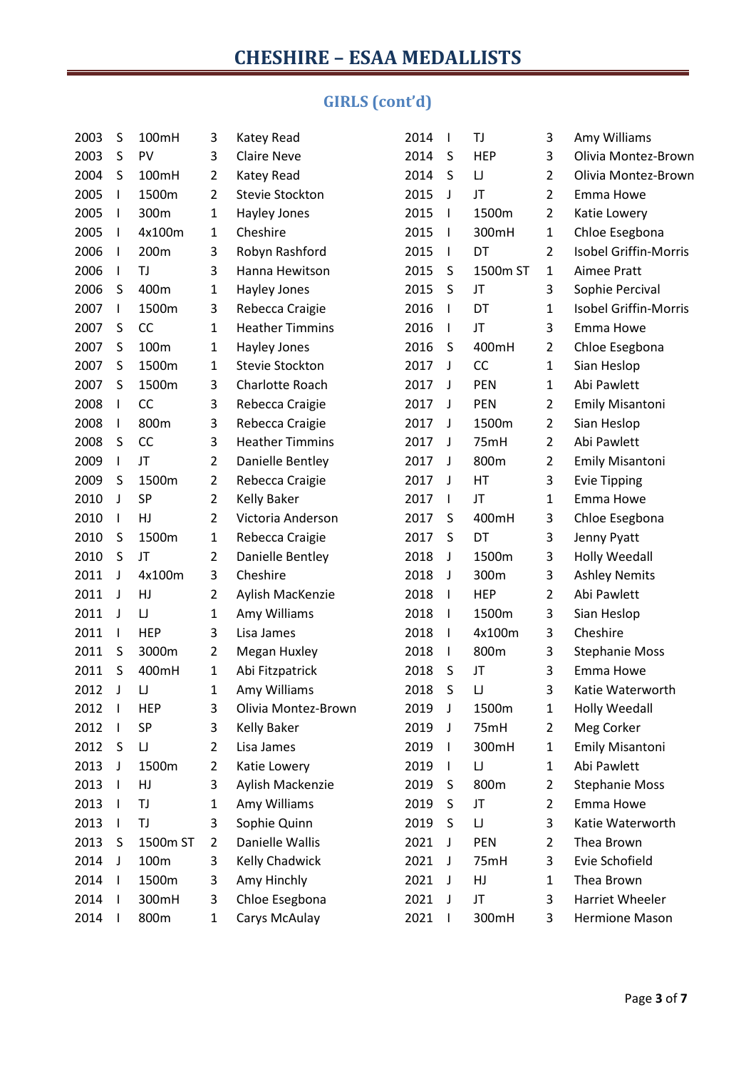# CHESHIRE – ESAA MEDALLISTS

## GIRLS (cont'd)

| Year | Age | Event | Pos | Name |
|---|---|---|---|---|
| 2003 | S | 100mH | 3 | Katey Read |
| 2003 | S | PV | 3 | Claire Neve |
| 2004 | S | 100mH | 2 | Katey Read |
| 2005 | I | 1500m | 2 | Stevie Stockton |
| 2005 | I | 300m | 1 | Hayley Jones |
| 2005 | I | 4x100m | 1 | Cheshire |
| 2006 | I | 200m | 3 | Robyn Rashford |
| 2006 | I | TJ | 3 | Hanna Hewitson |
| 2006 | S | 400m | 1 | Hayley Jones |
| 2007 | I | 1500m | 3 | Rebecca Craigie |
| 2007 | S | CC | 1 | Heather Timmins |
| 2007 | S | 100m | 1 | Hayley Jones |
| 2007 | S | 1500m | 1 | Stevie Stockton |
| 2007 | S | 1500m | 3 | Charlotte Roach |
| 2008 | I | CC | 3 | Rebecca Craigie |
| 2008 | I | 800m | 3 | Rebecca Craigie |
| 2008 | S | CC | 3 | Heather Timmins |
| 2009 | I | JT | 2 | Danielle Bentley |
| 2009 | S | 1500m | 2 | Rebecca Craigie |
| 2010 | J | SP | 2 | Kelly Baker |
| 2010 | I | HJ | 2 | Victoria Anderson |
| 2010 | S | 1500m | 1 | Rebecca Craigie |
| 2010 | S | JT | 2 | Danielle Bentley |
| 2011 | J | 4x100m | 3 | Cheshire |
| 2011 | J | HJ | 2 | Aylish MacKenzie |
| 2011 | J | LJ | 1 | Amy Williams |
| 2011 | I | HEP | 3 | Lisa James |
| 2011 | S | 3000m | 2 | Megan Huxley |
| 2011 | S | 400mH | 1 | Abi Fitzpatrick |
| 2012 | J | LJ | 1 | Amy Williams |
| 2012 | I | HEP | 3 | Olivia Montez-Brown |
| 2012 | I | SP | 3 | Kelly Baker |
| 2012 | S | LJ | 2 | Lisa James |
| 2013 | J | 1500m | 2 | Katie Lowery |
| 2013 | I | HJ | 3 | Aylish Mackenzie |
| 2013 | I | TJ | 1 | Amy Williams |
| 2013 | I | TJ | 3 | Sophie Quinn |
| 2013 | S | 1500m ST | 2 | Danielle Wallis |
| 2014 | J | 100m | 3 | Kelly Chadwick |
| 2014 | I | 1500m | 3 | Amy Hinchly |
| 2014 | I | 300mH | 3 | Chloe Esegbona |
| 2014 | I | 800m | 1 | Carys McAulay |
| 2014 | I | TJ | 3 | Amy Williams |
| 2014 | S | HEP | 3 | Olivia Montez-Brown |
| 2014 | S | LJ | 2 | Olivia Montez-Brown |
| 2015 | J | JT | 2 | Emma Howe |
| 2015 | I | 1500m | 2 | Katie Lowery |
| 2015 | I | 300mH | 1 | Chloe Esegbona |
| 2015 | I | DT | 2 | Isobel Griffin-Morris |
| 2015 | S | 1500m ST | 1 | Aimee Pratt |
| 2015 | S | JT | 3 | Sophie Percival |
| 2016 | I | DT | 1 | Isobel Griffin-Morris |
| 2016 | I | JT | 3 | Emma Howe |
| 2016 | S | 400mH | 2 | Chloe Esegbona |
| 2017 | J | CC | 1 | Sian Heslop |
| 2017 | J | PEN | 1 | Abi Pawlett |
| 2017 | J | PEN | 2 | Emily Misantoni |
| 2017 | J | 1500m | 2 | Sian Heslop |
| 2017 | J | 75mH | 2 | Abi Pawlett |
| 2017 | J | 800m | 2 | Emily Misantoni |
| 2017 | J | HT | 3 | Evie Tipping |
| 2017 | I | JT | 1 | Emma Howe |
| 2017 | S | 400mH | 3 | Chloe Esegbona |
| 2017 | S | DT | 3 | Jenny Pyatt |
| 2018 | J | 1500m | 3 | Holly Weedall |
| 2018 | J | 300m | 3 | Ashley Nemits |
| 2018 | I | HEP | 2 | Abi Pawlett |
| 2018 | I | 1500m | 3 | Sian Heslop |
| 2018 | I | 4x100m | 3 | Cheshire |
| 2018 | I | 800m | 3 | Stephanie Moss |
| 2018 | S | JT | 3 | Emma Howe |
| 2018 | S | LJ | 3 | Katie Waterworth |
| 2019 | J | 1500m | 1 | Holly Weedall |
| 2019 | J | 75mH | 2 | Meg Corker |
| 2019 | I | 300mH | 1 | Emily Misantoni |
| 2019 | I | LJ | 1 | Abi Pawlett |
| 2019 | S | 800m | 2 | Stephanie Moss |
| 2019 | S | JT | 2 | Emma Howe |
| 2019 | S | LJ | 3 | Katie Waterworth |
| 2021 | J | PEN | 2 | Thea Brown |
| 2021 | J | 75mH | 3 | Evie Schofield |
| 2021 | J | HJ | 1 | Thea Brown |
| 2021 | J | JT | 3 | Harriet Wheeler |
| 2021 | I | 300mH | 3 | Hermione Mason |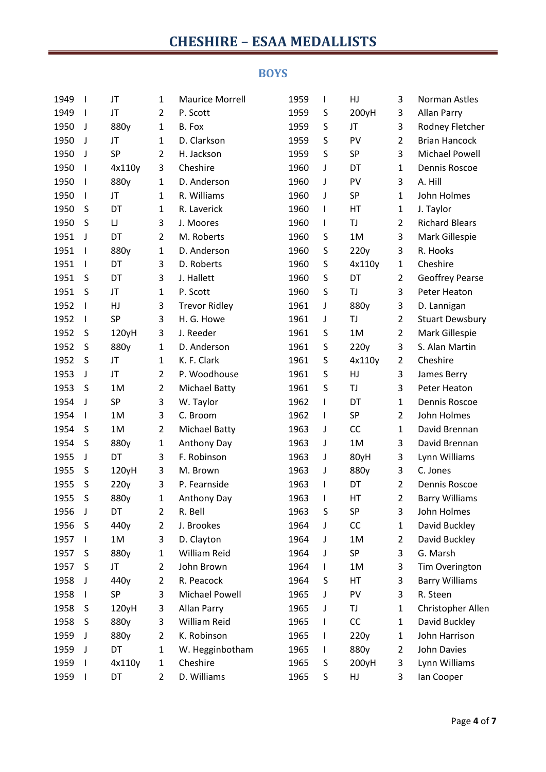# CHESHIRE – ESAA MEDALLISTS

## BOYS

| | | | | |
|---|---|---|---|---|
| 1949 | I | JT | 1 | Maurice Morrell |
| 1949 | I | JT | 2 | P. Scott |
| 1950 | J | 880y | 1 | B. Fox |
| 1950 | J | JT | 1 | D. Clarkson |
| 1950 | J | SP | 2 | H. Jackson |
| 1950 | I | 4x110y | 3 | Cheshire |
| 1950 | I | 880y | 1 | D. Anderson |
| 1950 | I | JT | 1 | R. Williams |
| 1950 | S | DT | 1 | R. Laverick |
| 1950 | S | LJ | 3 | J. Moores |
| 1951 | J | DT | 2 | M. Roberts |
| 1951 | I | 880y | 1 | D. Anderson |
| 1951 | I | DT | 3 | D. Roberts |
| 1951 | S | DT | 3 | J. Hallett |
| 1951 | S | JT | 1 | P. Scott |
| 1952 | I | HJ | 3 | Trevor Ridley |
| 1952 | I | SP | 3 | H. G. Howe |
| 1952 | S | 120yH | 3 | J. Reeder |
| 1952 | S | 880y | 1 | D. Anderson |
| 1952 | S | JT | 1 | K. F. Clark |
| 1953 | J | JT | 2 | P. Woodhouse |
| 1953 | S | 1M | 2 | Michael Batty |
| 1954 | J | SP | 3 | W. Taylor |
| 1954 | I | 1M | 3 | C. Broom |
| 1954 | S | 1M | 2 | Michael Batty |
| 1954 | S | 880y | 1 | Anthony Day |
| 1955 | J | DT | 3 | F. Robinson |
| 1955 | S | 120yH | 3 | M. Brown |
| 1955 | S | 220y | 3 | P. Fearnside |
| 1955 | S | 880y | 1 | Anthony Day |
| 1956 | J | DT | 2 | R. Bell |
| 1956 | S | 440y | 2 | J. Brookes |
| 1957 | I | 1M | 3 | D. Clayton |
| 1957 | S | 880y | 1 | William Reid |
| 1957 | S | JT | 2 | John Brown |
| 1958 | J | 440y | 2 | R. Peacock |
| 1958 | I | SP | 3 | Michael Powell |
| 1958 | S | 120yH | 3 | Allan Parry |
| 1958 | S | 880y | 3 | William Reid |
| 1959 | J | 880y | 2 | K. Robinson |
| 1959 | J | DT | 1 | W. Hegginbotham |
| 1959 | I | 4x110y | 1 | Cheshire |
| 1959 | I | DT | 2 | D. Williams |
| 1959 | I | HJ | 3 | Norman Astles |
| 1959 | S | 200yH | 3 | Allan Parry |
| 1959 | S | JT | 3 | Rodney Fletcher |
| 1959 | S | PV | 2 | Brian Hancock |
| 1959 | S | SP | 3 | Michael Powell |
| 1960 | J | DT | 1 | Dennis Roscoe |
| 1960 | J | PV | 3 | A. Hill |
| 1960 | J | SP | 1 | John Holmes |
| 1960 | I | HT | 1 | J. Taylor |
| 1960 | I | TJ | 2 | Richard Blears |
| 1960 | S | 1M | 3 | Mark Gillespie |
| 1960 | S | 220y | 3 | R. Hooks |
| 1960 | S | 4x110y | 1 | Cheshire |
| 1960 | S | DT | 2 | Geoffrey Pearse |
| 1960 | S | TJ | 3 | Peter Heaton |
| 1961 | J | 880y | 3 | D. Lannigan |
| 1961 | J | TJ | 2 | Stuart Dewsbury |
| 1961 | S | 1M | 2 | Mark Gillespie |
| 1961 | S | 220y | 3 | S. Alan Martin |
| 1961 | S | 4x110y | 2 | Cheshire |
| 1961 | S | HJ | 3 | James Berry |
| 1961 | S | TJ | 3 | Peter Heaton |
| 1962 | I | DT | 1 | Dennis Roscoe |
| 1962 | I | SP | 2 | John Holmes |
| 1963 | J | CC | 1 | David Brennan |
| 1963 | J | 1M | 3 | David Brennan |
| 1963 | J | 80yH | 3 | Lynn Williams |
| 1963 | J | 880y | 3 | C. Jones |
| 1963 | I | DT | 2 | Dennis Roscoe |
| 1963 | I | HT | 2 | Barry Williams |
| 1963 | S | SP | 3 | John Holmes |
| 1964 | J | CC | 1 | David Buckley |
| 1964 | J | 1M | 2 | David Buckley |
| 1964 | J | SP | 3 | G. Marsh |
| 1964 | I | 1M | 3 | Tim Overington |
| 1964 | S | HT | 3 | Barry Williams |
| 1965 | J | PV | 3 | R. Steen |
| 1965 | J | TJ | 1 | Christopher Allen |
| 1965 | I | CC | 1 | David Buckley |
| 1965 | I | 220y | 1 | John Harrison |
| 1965 | I | 880y | 2 | John Davies |
| 1965 | S | 200yH | 3 | Lynn Williams |
| 1965 | S | HJ | 3 | Ian Cooper |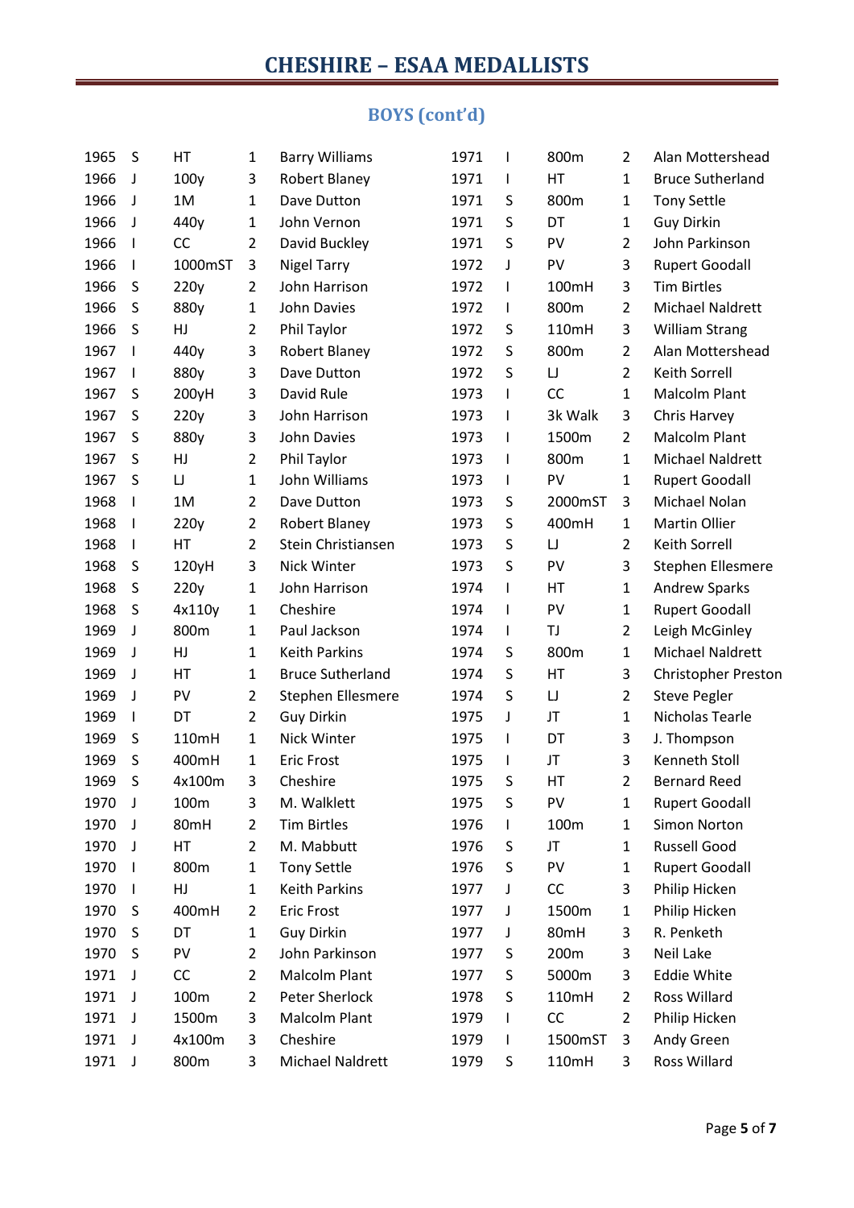# CHESHIRE – ESAA MEDALLISTS

## BOYS (cont'd)

| | | | | |
|---|---|---|---|---|
| 1965 | S | HT | 1 | Barry Williams |
| 1966 | J | 100y | 3 | Robert Blaney |
| 1966 | J | 1M | 1 | Dave Dutton |
| 1966 | J | 440y | 1 | John Vernon |
| 1966 | I | CC | 2 | David Buckley |
| 1966 | I | 1000mST | 3 | Nigel Tarry |
| 1966 | S | 220y | 2 | John Harrison |
| 1966 | S | 880y | 1 | John Davies |
| 1966 | S | HJ | 2 | Phil Taylor |
| 1967 | I | 440y | 3 | Robert Blaney |
| 1967 | I | 880y | 3 | Dave Dutton |
| 1967 | S | 200yH | 3 | David Rule |
| 1967 | S | 220y | 3 | John Harrison |
| 1967 | S | 880y | 3 | John Davies |
| 1967 | S | HJ | 2 | Phil Taylor |
| 1967 | S | LJ | 1 | John Williams |
| 1968 | I | 1M | 2 | Dave Dutton |
| 1968 | I | 220y | 2 | Robert Blaney |
| 1968 | I | HT | 2 | Stein Christiansen |
| 1968 | S | 120yH | 3 | Nick Winter |
| 1968 | S | 220y | 1 | John Harrison |
| 1968 | S | 4x110y | 1 | Cheshire |
| 1969 | J | 800m | 1 | Paul Jackson |
| 1969 | J | HJ | 1 | Keith Parkins |
| 1969 | J | HT | 1 | Bruce Sutherland |
| 1969 | J | PV | 2 | Stephen Ellesmere |
| 1969 | I | DT | 2 | Guy Dirkin |
| 1969 | S | 110mH | 1 | Nick Winter |
| 1969 | S | 400mH | 1 | Eric Frost |
| 1969 | S | 4x100m | 3 | Cheshire |
| 1970 | J | 100m | 3 | M. Walklett |
| 1970 | J | 80mH | 2 | Tim Birtles |
| 1970 | J | HT | 2 | M. Mabbutt |
| 1970 | I | 800m | 1 | Tony Settle |
| 1970 | I | HJ | 1 | Keith Parkins |
| 1970 | S | 400mH | 2 | Eric Frost |
| 1970 | S | DT | 1 | Guy Dirkin |
| 1970 | S | PV | 2 | John Parkinson |
| 1971 | J | CC | 2 | Malcolm Plant |
| 1971 | J | 100m | 2 | Peter Sherlock |
| 1971 | J | 1500m | 3 | Malcolm Plant |
| 1971 | J | 4x100m | 3 | Cheshire |
| 1971 | J | 800m | 3 | Michael Naldrett |
| 1971 | I | 800m | 2 | Alan Mottershead |
| 1971 | I | HT | 1 | Bruce Sutherland |
| 1971 | S | 800m | 1 | Tony Settle |
| 1971 | S | DT | 1 | Guy Dirkin |
| 1971 | S | PV | 2 | John Parkinson |
| 1972 | J | PV | 3 | Rupert Goodall |
| 1972 | I | 100mH | 3 | Tim Birtles |
| 1972 | I | 800m | 2 | Michael Naldrett |
| 1972 | S | 110mH | 3 | William Strang |
| 1972 | S | 800m | 2 | Alan Mottershead |
| 1972 | S | LJ | 2 | Keith Sorrell |
| 1973 | I | CC | 1 | Malcolm Plant |
| 1973 | I | 3k Walk | 3 | Chris Harvey |
| 1973 | I | 1500m | 2 | Malcolm Plant |
| 1973 | I | 800m | 1 | Michael Naldrett |
| 1973 | I | PV | 1 | Rupert Goodall |
| 1973 | S | 2000mST | 3 | Michael Nolan |
| 1973 | S | 400mH | 1 | Martin Ollier |
| 1973 | S | LJ | 2 | Keith Sorrell |
| 1973 | S | PV | 3 | Stephen Ellesmere |
| 1974 | I | HT | 1 | Andrew Sparks |
| 1974 | I | PV | 1 | Rupert Goodall |
| 1974 | I | TJ | 2 | Leigh McGinley |
| 1974 | S | 800m | 1 | Michael Naldrett |
| 1974 | S | HT | 3 | Christopher Preston |
| 1974 | S | LJ | 2 | Steve Pegler |
| 1975 | J | JT | 1 | Nicholas Tearle |
| 1975 | I | DT | 3 | J. Thompson |
| 1975 | I | JT | 3 | Kenneth Stoll |
| 1975 | S | HT | 2 | Bernard Reed |
| 1975 | S | PV | 1 | Rupert Goodall |
| 1976 | I | 100m | 1 | Simon Norton |
| 1976 | S | JT | 1 | Russell Good |
| 1976 | S | PV | 1 | Rupert Goodall |
| 1977 | J | CC | 3 | Philip Hicken |
| 1977 | J | 1500m | 1 | Philip Hicken |
| 1977 | J | 80mH | 3 | R. Penketh |
| 1977 | S | 200m | 3 | Neil Lake |
| 1977 | S | 5000m | 3 | Eddie White |
| 1978 | S | 110mH | 2 | Ross Willard |
| 1979 | I | CC | 2 | Philip Hicken |
| 1979 | I | 1500mST | 3 | Andy Green |
| 1979 | S | 110mH | 3 | Ross Willard |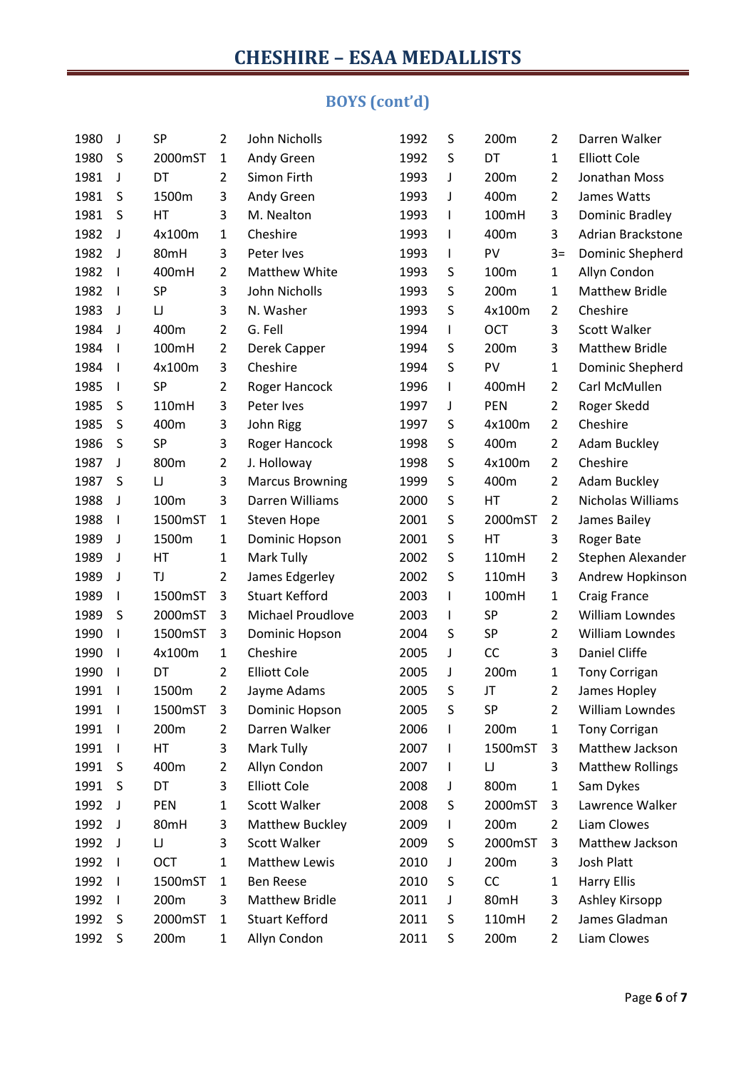# CHESHIRE – ESAA MEDALLISTS

## BOYS (cont'd)

| | | | | |
|---|---|---|---|---|
| 1980 | J | SP | 2 | John Nicholls |
| 1980 | S | 2000mST | 1 | Andy Green |
| 1981 | J | DT | 2 | Simon Firth |
| 1981 | S | 1500m | 3 | Andy Green |
| 1981 | S | HT | 3 | M. Nealton |
| 1982 | J | 4x100m | 1 | Cheshire |
| 1982 | J | 80mH | 3 | Peter Ives |
| 1982 | I | 400mH | 2 | Matthew White |
| 1982 | I | SP | 3 | John Nicholls |
| 1983 | J | LJ | 3 | N. Washer |
| 1984 | J | 400m | 2 | G. Fell |
| 1984 | I | 100mH | 2 | Derek Capper |
| 1984 | I | 4x100m | 3 | Cheshire |
| 1985 | I | SP | 2 | Roger Hancock |
| 1985 | S | 110mH | 3 | Peter Ives |
| 1985 | S | 400m | 3 | John Rigg |
| 1986 | S | SP | 3 | Roger Hancock |
| 1987 | J | 800m | 2 | J. Holloway |
| 1987 | S | LJ | 3 | Marcus Browning |
| 1988 | J | 100m | 3 | Darren Williams |
| 1988 | I | 1500mST | 1 | Steven Hope |
| 1989 | J | 1500m | 1 | Dominic Hopson |
| 1989 | J | HT | 1 | Mark Tully |
| 1989 | J | TJ | 2 | James Edgerley |
| 1989 | I | 1500mST | 3 | Stuart Kefford |
| 1989 | S | 2000mST | 3 | Michael Proudlove |
| 1990 | I | 1500mST | 3 | Dominic Hopson |
| 1990 | I | 4x100m | 1 | Cheshire |
| 1990 | I | DT | 2 | Elliott Cole |
| 1991 | I | 1500m | 2 | Jayme Adams |
| 1991 | I | 1500mST | 3 | Dominic Hopson |
| 1991 | I | 200m | 2 | Darren Walker |
| 1991 | I | HT | 3 | Mark Tully |
| 1991 | S | 400m | 2 | Allyn Condon |
| 1991 | S | DT | 3 | Elliott Cole |
| 1992 | J | PEN | 1 | Scott Walker |
| 1992 | J | 80mH | 3 | Matthew Buckley |
| 1992 | J | LJ | 3 | Scott Walker |
| 1992 | I | OCT | 1 | Matthew Lewis |
| 1992 | I | 1500mST | 1 | Ben Reese |
| 1992 | I | 200m | 3 | Matthew Bridle |
| 1992 | S | 2000mST | 1 | Stuart Kefford |
| 1992 | S | 200m | 1 | Allyn Condon |
| 1992 | S | 200m | 2 | Darren Walker |
| 1992 | S | DT | 1 | Elliott Cole |
| 1993 | J | 200m | 2 | Jonathan Moss |
| 1993 | J | 400m | 2 | James Watts |
| 1993 | I | 100mH | 3 | Dominic Bradley |
| 1993 | I | 400m | 3 | Adrian Brackstone |
| 1993 | I | PV | 3= | Dominic Shepherd |
| 1993 | S | 100m | 1 | Allyn Condon |
| 1993 | S | 200m | 1 | Matthew Bridle |
| 1993 | S | 4x100m | 2 | Cheshire |
| 1994 | I | OCT | 3 | Scott Walker |
| 1994 | S | 200m | 3 | Matthew Bridle |
| 1994 | S | PV | 1 | Dominic Shepherd |
| 1996 | I | 400mH | 2 | Carl McMullen |
| 1997 | J | PEN | 2 | Roger Skedd |
| 1997 | S | 4x100m | 2 | Cheshire |
| 1998 | S | 400m | 2 | Adam Buckley |
| 1998 | S | 4x100m | 2 | Cheshire |
| 1999 | S | 400m | 2 | Adam Buckley |
| 2000 | S | HT | 2 | Nicholas Williams |
| 2001 | S | 2000mST | 2 | James Bailey |
| 2001 | S | HT | 3 | Roger Bate |
| 2002 | S | 110mH | 2 | Stephen Alexander |
| 2002 | S | 110mH | 3 | Andrew Hopkinson |
| 2003 | I | 100mH | 1 | Craig France |
| 2003 | I | SP | 2 | William Lowndes |
| 2004 | S | SP | 2 | William Lowndes |
| 2005 | J | CC | 3 | Daniel Cliffe |
| 2005 | J | 200m | 1 | Tony Corrigan |
| 2005 | S | JT | 2 | James Hopley |
| 2005 | S | SP | 2 | William Lowndes |
| 2006 | I | 200m | 1 | Tony Corrigan |
| 2007 | I | 1500mST | 3 | Matthew Jackson |
| 2007 | I | LJ | 3 | Matthew Rollings |
| 2008 | J | 800m | 1 | Sam Dykes |
| 2008 | S | 2000mST | 3 | Lawrence Walker |
| 2009 | I | 200m | 2 | Liam Clowes |
| 2009 | S | 2000mST | 3 | Matthew Jackson |
| 2010 | J | 200m | 3 | Josh Platt |
| 2010 | S | CC | 1 | Harry Ellis |
| 2011 | J | 80mH | 3 | Ashley Kirsopp |
| 2011 | S | 110mH | 2 | James Gladman |
| 2011 | S | 200m | 2 | Liam Clowes |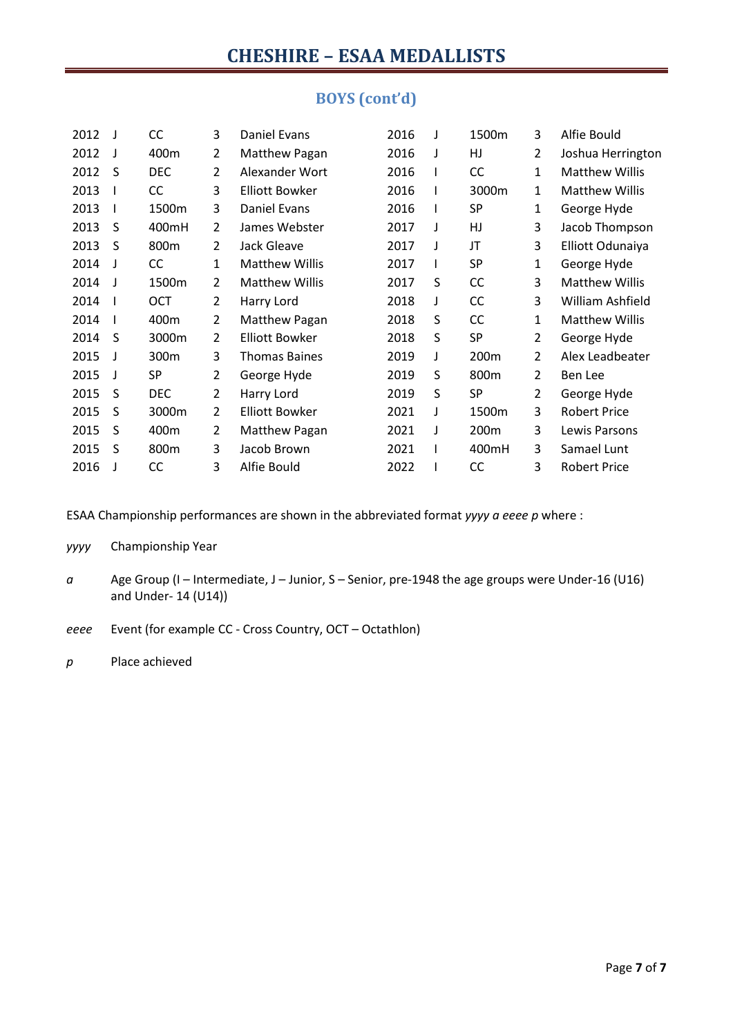# CHESHIRE – ESAA MEDALLISTS

## BOYS (cont'd)

| | | | | | | | | |
|---|---|---|---|---|---|---|---|---|
| 2012 | J | CC | 3 | Daniel Evans | 2016 | J | 1500m | 3 | Alfie Bould |
| 2012 | J | 400m | 2 | Matthew Pagan | 2016 | J | HJ | 2 | Joshua Herrington |
| 2012 | S | DEC | 2 | Alexander Wort | 2016 | I | CC | 1 | Matthew Willis |
| 2013 | I | CC | 3 | Elliott Bowker | 2016 | I | 3000m | 1 | Matthew Willis |
| 2013 | I | 1500m | 3 | Daniel Evans | 2016 | I | SP | 1 | George Hyde |
| 2013 | S | 400mH | 2 | James Webster | 2017 | J | HJ | 3 | Jacob Thompson |
| 2013 | S | 800m | 2 | Jack Gleave | 2017 | J | JT | 3 | Elliott Odunaiya |
| 2014 | J | CC | 1 | Matthew Willis | 2017 | I | SP | 1 | George Hyde |
| 2014 | J | 1500m | 2 | Matthew Willis | 2017 | S | CC | 3 | Matthew Willis |
| 2014 | I | OCT | 2 | Harry Lord | 2018 | J | CC | 3 | William Ashfield |
| 2014 | I | 400m | 2 | Matthew Pagan | 2018 | S | CC | 1 | Matthew Willis |
| 2014 | S | 3000m | 2 | Elliott Bowker | 2018 | S | SP | 2 | George Hyde |
| 2015 | J | 300m | 3 | Thomas Baines | 2019 | J | 200m | 2 | Alex Leadbeater |
| 2015 | J | SP | 2 | George Hyde | 2019 | S | 800m | 2 | Ben Lee |
| 2015 | S | DEC | 2 | Harry Lord | 2019 | S | SP | 2 | George Hyde |
| 2015 | S | 3000m | 2 | Elliott Bowker | 2021 | J | 1500m | 3 | Robert Price |
| 2015 | S | 400m | 2 | Matthew Pagan | 2021 | J | 200m | 3 | Lewis Parsons |
| 2015 | S | 800m | 3 | Jacob Brown | 2021 | I | 400mH | 3 | Samael Lunt |
| 2016 | J | CC | 3 | Alfie Bould | 2022 | I | CC | 3 | Robert Price |

ESAA Championship performances are shown in the abbreviated format *yyyy a eeee p* where :

*yyyy* Championship Year

*a* Age Group (I – Intermediate, J – Junior, S – Senior, pre-1948 the age groups were Under-16 (U16) and Under- 14 (U14))

*eeee* Event (for example CC - Cross Country, OCT – Octathlon)

*p* Place achieved